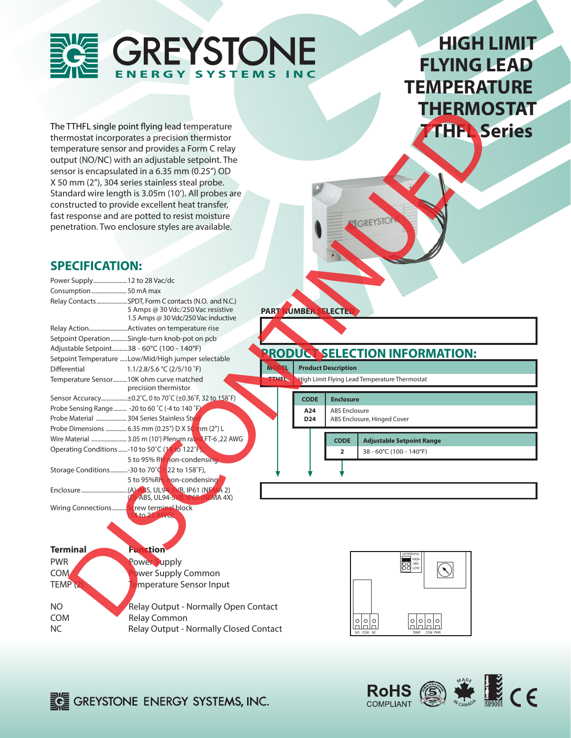# GREYSTONE ENERGY SYSTEMS INC

# HIGH LIMIT FLYING LEAD TEMPERATURE THERMOSTAT TTHFL Series

DISCONTINUED

The TTHFL single point flying lead temperature thermostat incorporates a precision thermistor temperature sensor and provides a Form C relay output (NO/NC) with an adjustable setpoint. The sensor is encapsulated in a 6.35 mm (0.25") OD X 50 mm (2"), 304 series stainless steal probe. Standard wire length is 3.05m (10'). All probes are constructed to provide excellent heat transfer, fast response and are potted to resist moisture penetration. Two enclosure styles are available.

## SPECIFICATION:

| | |
|---|---|
| Power Supply | 12 to 28 Vac/dc |
| Consumption | 50 mA max |
| Relay Contacts | SPDT, Form C contacts (N.O. and N.C.) 5 Amps @ 30 Vdc/250 Vac resistive 1.5 Amps @ 30 Vdc/250 Vac inductive |
| Relay Action | Activates on temperature rise |
| Setpoint Operation | Single-turn knob-pot on pcb |
| Adjustable Setpoint | 38 - 60°C (100 - 140°F) |
| Setpoint Temperature | Low/Mid/High jumper selectable |
| Differential | 1.1/2.8/5.6 °C (2/5/10 °F) |
| Temperature Sensor | 10K ohm curve matched precision thermistor |
| Sensor Accuracy | ±0.2°C, 0 to 70°C (±0.36°F, 32 to 158°F) |
| Probe Sensing Range | -20 to 60 °C (-4 to 140 °F) |
| Probe Material | 304 Series Stainless Steel |
| Probe Dimensions | 6.35 mm (0.25") D X 50 mm (2") L |
| Wire Material | 3.05 m (10') Plenum rated FT-6 ,22 AWG |
| Operating Conditions | -10 to 50°C (14 to 122°F), 5 to 95% RH non-condensing |
| Storage Conditions | -30 to 70°C (-22 to 158°F), 5 to 95%RH non-condensing |
| Enclosure | (A) ABS, UL94-5VB, IP61 (NEMA 2) (D) ABS, UL94-5VB, IP65 (NEMA 4X) |
| Wiring Connections | Screw terminal block (14 to 22 AWG) |

| Terminal | Function |
|---|---|
| PWR | Power Supply |
| COM | Power Supply Common |
| TEMP (2) | Temperature Sensor Input |
| NO | Relay Output - Normally Open Contact |
| COM | Relay Common |
| NC | Relay Output - Normally Closed Contact |

**PART NUMBER SELECTED**

## PRODUCT SELECTION INFORMATION:

| MODEL | Product Description |
|---|---|
| TTHFL | High Limit Flying Lead Temperature Thermostat |

| CODE | Enclosure |
|---|---|
| A24 | ABS Enclosure |
| D24 | ABS Enclosure, Hinged Cover |

| CODE | Adjustable Setpoint Range |
|---|---|
| 2 | 38 - 60°C (100 - 140°F) |

DIFFERENTIAL HIGH MID LOW

NO COM NC TEMP COM PWR

GREYSTONE ENERGY SYSTEMS, INC.

RoHS COMPLIANT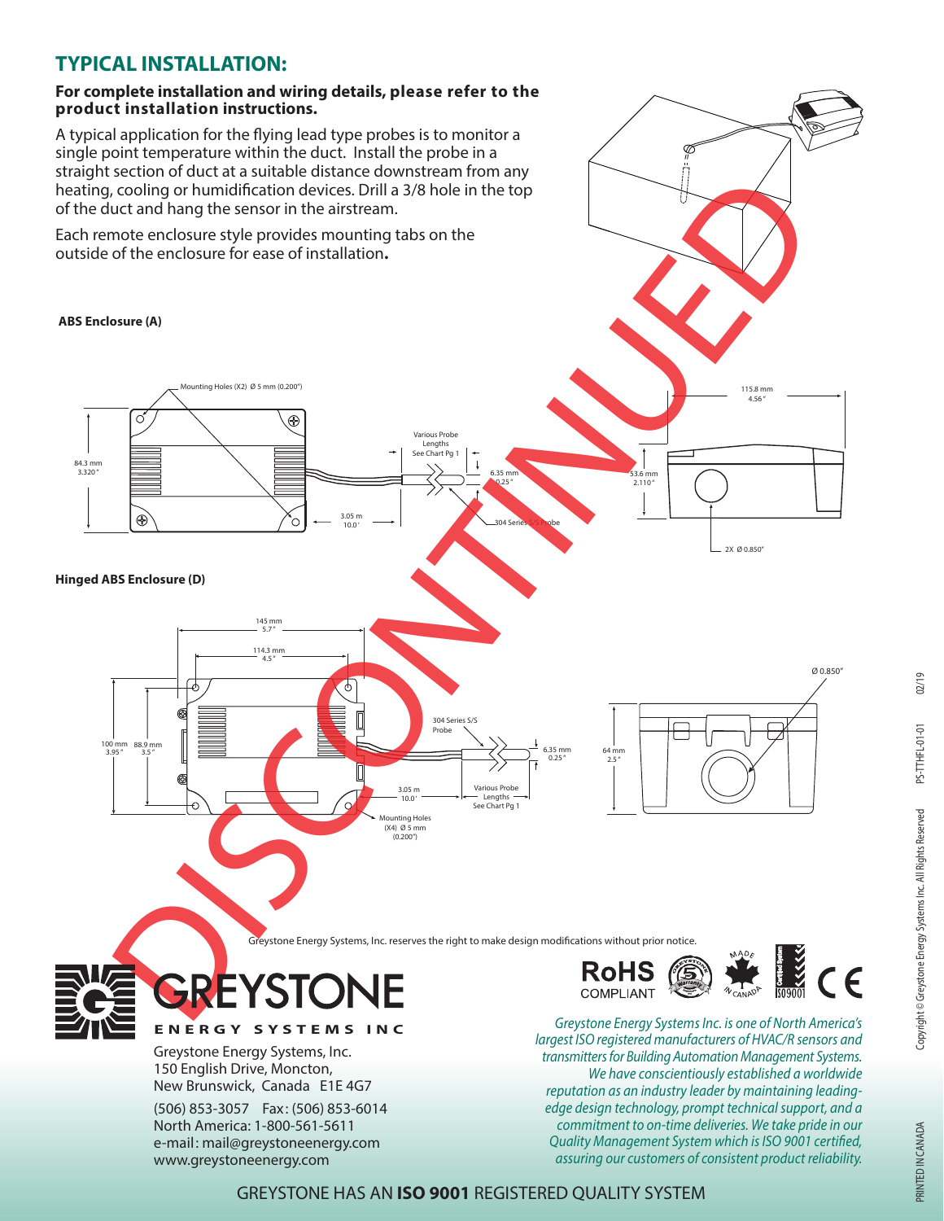## TYPICAL INSTALLATION:

**For complete installation and wiring details, please refer to the product installation instructions.**

A typical application for the flying lead type probes is to monitor a single point temperature within the duct. Install the probe in a straight section of duct at a suitable distance downstream from any heating, cooling or humidification devices. Drill a 3/8 hole in the top of the duct and hang the sensor in the airstream.

Each remote enclosure style provides mounting tabs on the outside of the enclosure for ease of installation.

DISCONTINUED

**ABS Enclosure (A)**

Mounting Holes (X2) Ø 5 mm (0.200")

84.3 mm
3.320"

Various Probe Lengths See Chart Pg 1

6.35 mm
0.25"

3.05 m
10.0'

304 Series S/S Probe

115.8 mm
4.56"

53.6 mm
2.110"

2X Ø 0.850"

**Hinged ABS Enclosure (D)**

145 mm
5.7"

114.3 mm
4.5"

100 mm
3.95"

88.9 mm
3.5"

304 Series S/S Probe

6.35 mm
0.25"

3.05 m
10.0'

Various Probe Lengths See Chart Pg 1

Mounting Holes (X4) Ø 5 mm (0.200")

Ø 0.850"

64 mm
2.5"

Greystone Energy Systems, Inc. reserves the right to make design modifications without prior notice.

GREYSTONE
ENERGY SYSTEMS INC

Greystone Energy Systems, Inc.
150 English Drive, Moncton,
New Brunswick, Canada E1E 4G7

(506) 853-3057 Fax: (506) 853-6014
North America: 1-800-561-5611
e-mail: mail@greystoneenergy.com
www.greystoneenergy.com

RoHS COMPLIANT

*Greystone Energy Systems Inc. is one of North America's largest ISO registered manufacturers of HVAC/R sensors and transmitters for Building Automation Management Systems. We have conscientiously established a worldwide reputation as an industry leader by maintaining leading-edge design technology, prompt technical support, and a commitment to on-time deliveries. We take pride in our Quality Management System which is ISO 9001 certified, assuring our customers of consistent product reliability.*

GREYSTONE HAS AN **ISO 9001** REGISTERED QUALITY SYSTEM

PRINTED IN CANADA

Copyright © Greystone Energy Systems Inc. All Rights Reserved PS-TTHFL-01-01 02/19